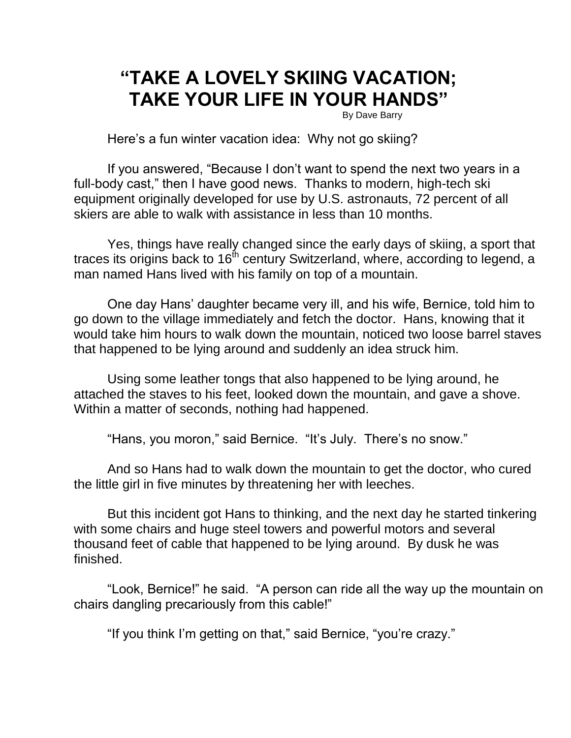# "TAKE A LOVELY SKIING VACATION; TAKE YOUR LIFE IN YOUR HANDS"

By Dave Barry

Here's a fun winter vacation idea: Why not go skiing?

If you answered, "Because I don't want to spend the next two years in a full-body cast," then I have good news. Thanks to modern, high-tech ski equipment originally developed for use by U.S. astronauts, 72 percent of all skiers are able to walk with assistance in less than 10 months.

Yes, things have really changed since the early days of skiing, a sport that traces its origins back to 16th century Switzerland, where, according to legend, a man named Hans lived with his family on top of a mountain.

One day Hans' daughter became very ill, and his wife, Bernice, told him to go down to the village immediately and fetch the doctor. Hans, knowing that it would take him hours to walk down the mountain, noticed two loose barrel staves that happened to be lying around and suddenly an idea struck him.

Using some leather tongs that also happened to be lying around, he attached the staves to his feet, looked down the mountain, and gave a shove. Within a matter of seconds, nothing had happened.

"Hans, you moron," said Bernice. "It's July. There's no snow."

And so Hans had to walk down the mountain to get the doctor, who cured the little girl in five minutes by threatening her with leeches.

But this incident got Hans to thinking, and the next day he started tinkering with some chairs and huge steel towers and powerful motors and several thousand feet of cable that happened to be lying around. By dusk he was finished.

"Look, Bernice!" he said. "A person can ride all the way up the mountain on chairs dangling precariously from this cable!"

"If you think I'm getting on that," said Bernice, "you're crazy."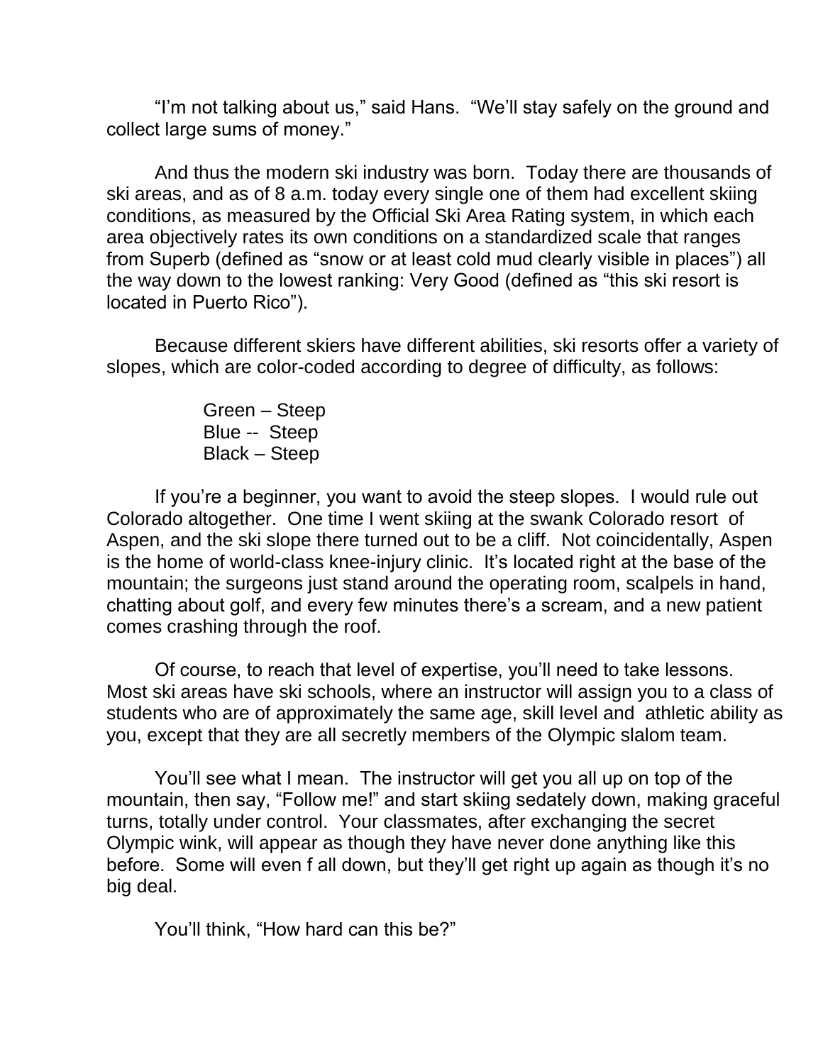"I'm not talking about us," said Hans. "We'll stay safely on the ground and collect large sums of money."

And thus the modern ski industry was born. Today there are thousands of ski areas, and as of 8 a.m. today every single one of them had excellent skiing conditions, as measured by the Official Ski Area Rating system, in which each area objectively rates its own conditions on a standardized scale that ranges from Superb (defined as "snow or at least cold mud clearly visible in places") all the way down to the lowest ranking: Very Good (defined as "this ski resort is located in Puerto Rico").

Because different skiers have different abilities, ski resorts offer a variety of slopes, which are color-coded according to degree of difficulty, as follows:

Green – Steep
Blue -- Steep
Black – Steep

If you're a beginner, you want to avoid the steep slopes. I would rule out Colorado altogether. One time I went skiing at the swank Colorado resort of Aspen, and the ski slope there turned out to be a cliff. Not coincidentally, Aspen is the home of world-class knee-injury clinic. It's located right at the base of the mountain; the surgeons just stand around the operating room, scalpels in hand, chatting about golf, and every few minutes there's a scream, and a new patient comes crashing through the roof.

Of course, to reach that level of expertise, you'll need to take lessons. Most ski areas have ski schools, where an instructor will assign you to a class of students who are of approximately the same age, skill level and athletic ability as you, except that they are all secretly members of the Olympic slalom team.

You'll see what I mean. The instructor will get you all up on top of the mountain, then say, "Follow me!" and start skiing sedately down, making graceful turns, totally under control. Your classmates, after exchanging the secret Olympic wink, will appear as though they have never done anything like this before. Some will even f all down, but they'll get right up again as though it's no big deal.

You'll think, "How hard can this be?"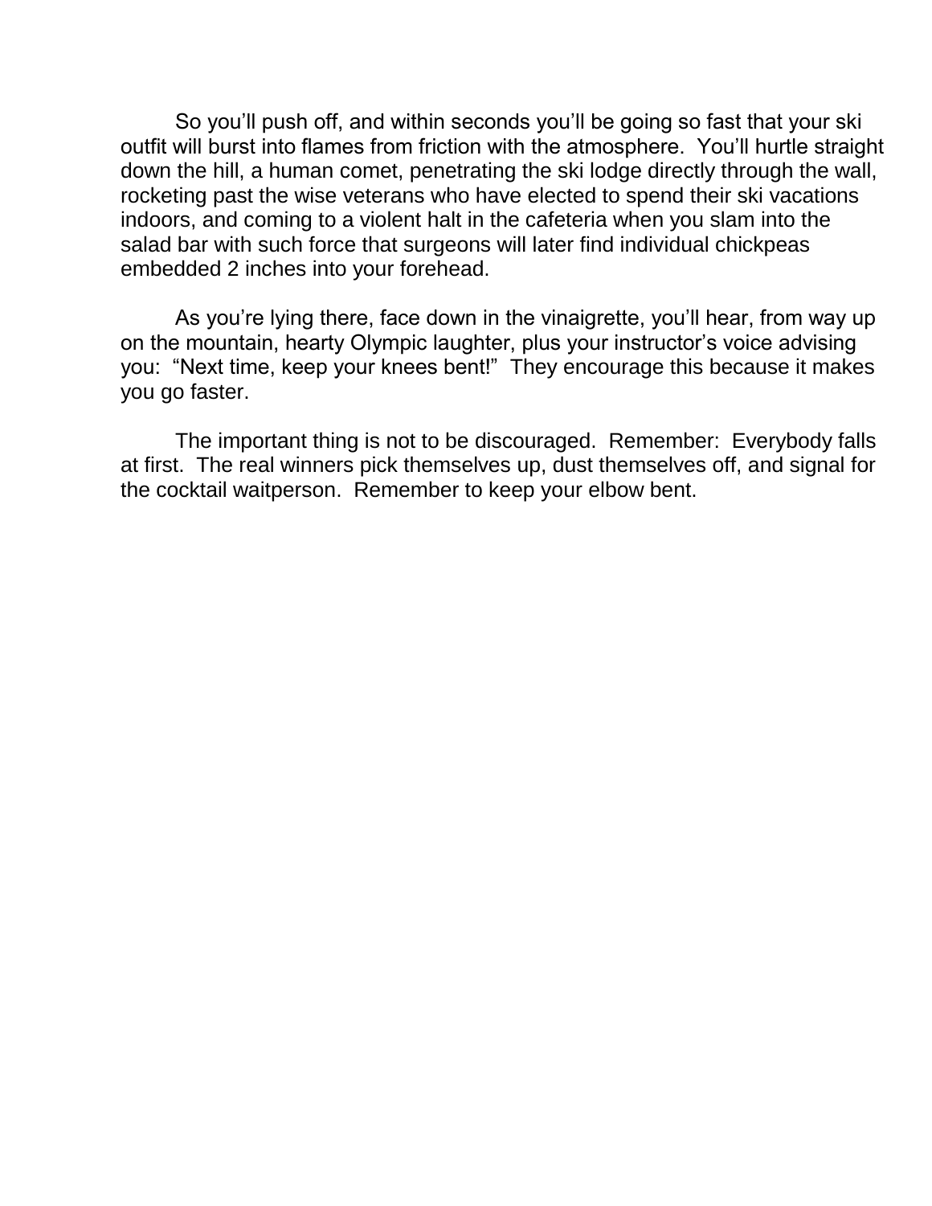So you'll push off, and within seconds you'll be going so fast that your ski outfit will burst into flames from friction with the atmosphere. You'll hurtle straight down the hill, a human comet, penetrating the ski lodge directly through the wall, rocketing past the wise veterans who have elected to spend their ski vacations indoors, and coming to a violent halt in the cafeteria when you slam into the salad bar with such force that surgeons will later find individual chickpeas embedded 2 inches into your forehead.

As you're lying there, face down in the vinaigrette, you'll hear, from way up on the mountain, hearty Olympic laughter, plus your instructor's voice advising you: "Next time, keep your knees bent!" They encourage this because it makes you go faster.

The important thing is not to be discouraged. Remember: Everybody falls at first. The real winners pick themselves up, dust themselves off, and signal for the cocktail waitperson. Remember to keep your elbow bent.